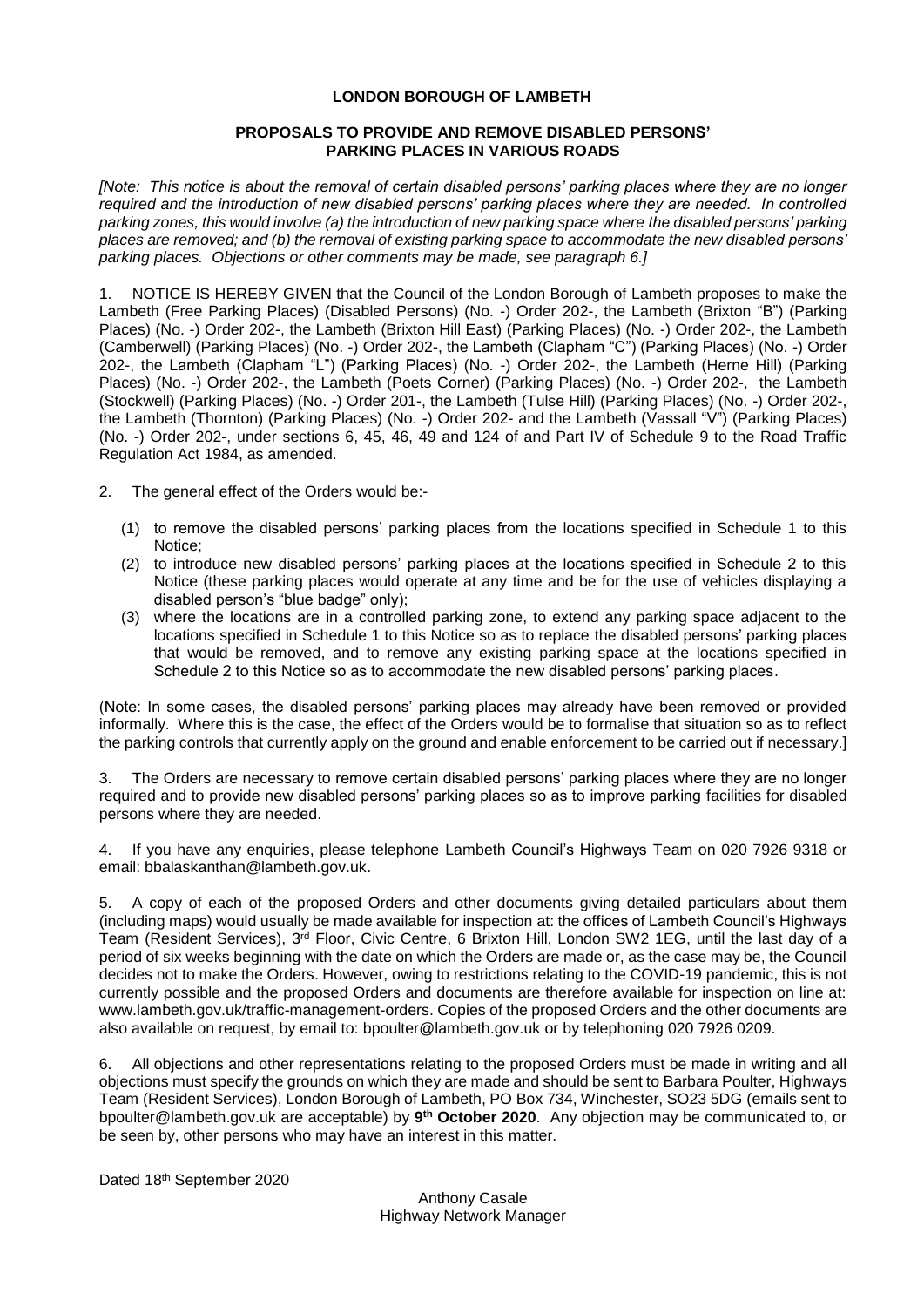**LONDON BOROUGH OF LAMBETH**

**PROPOSALS TO PROVIDE AND REMOVE DISABLED PERSONS' PARKING PLACES IN VARIOUS ROADS**

*[Note: This notice is about the removal of certain disabled persons' parking places where they are no longer required and the introduction of new disabled persons' parking places where they are needed. In controlled parking zones, this would involve (a) the introduction of new parking space where the disabled persons' parking places are removed; and (b) the removal of existing parking space to accommodate the new disabled persons' parking places. Objections or other comments may be made, see paragraph 6.]*

1. NOTICE IS HEREBY GIVEN that the Council of the London Borough of Lambeth proposes to make the Lambeth (Free Parking Places) (Disabled Persons) (No. -) Order 202-, the Lambeth (Brixton "B") (Parking Places) (No. -) Order 202-, the Lambeth (Brixton Hill East) (Parking Places) (No. -) Order 202-, the Lambeth (Camberwell) (Parking Places) (No. -) Order 202-, the Lambeth (Clapham "C") (Parking Places) (No. -) Order 202-, the Lambeth (Clapham "L") (Parking Places) (No. -) Order 202-, the Lambeth (Herne Hill) (Parking Places) (No. -) Order 202-, the Lambeth (Poets Corner) (Parking Places) (No. -) Order 202-, the Lambeth (Stockwell) (Parking Places) (No. -) Order 201-, the Lambeth (Tulse Hill) (Parking Places) (No. -) Order 202-, the Lambeth (Thornton) (Parking Places) (No. -) Order 202- and the Lambeth (Vassall "V") (Parking Places) (No. -) Order 202-, under sections 6, 45, 46, 49 and 124 of and Part IV of Schedule 9 to the Road Traffic Regulation Act 1984, as amended.

2. The general effect of the Orders would be:-

   (1) to remove the disabled persons' parking places from the locations specified in Schedule 1 to this Notice;
   (2) to introduce new disabled persons' parking places at the locations specified in Schedule 2 to this Notice (these parking places would operate at any time and be for the use of vehicles displaying a disabled person's "blue badge" only);
   (3) where the locations are in a controlled parking zone, to extend any parking space adjacent to the locations specified in Schedule 1 to this Notice so as to replace the disabled persons' parking places that would be removed, and to remove any existing parking space at the locations specified in Schedule 2 to this Notice so as to accommodate the new disabled persons' parking places.

(Note: In some cases, the disabled persons' parking places may already have been removed or provided informally. Where this is the case, the effect of the Orders would be to formalise that situation so as to reflect the parking controls that currently apply on the ground and enable enforcement to be carried out if necessary.]

3. The Orders are necessary to remove certain disabled persons' parking places where they are no longer required and to provide new disabled persons' parking places so as to improve parking facilities for disabled persons where they are needed.

4. If you have any enquiries, please telephone Lambeth Council's Highways Team on 020 7926 9318 or email: bbalaskanthan@lambeth.gov.uk.

5. A copy of each of the proposed Orders and other documents giving detailed particulars about them (including maps) would usually be made available for inspection at: the offices of Lambeth Council's Highways Team (Resident Services), 3rd Floor, Civic Centre, 6 Brixton Hill, London SW2 1EG, until the last day of a period of six weeks beginning with the date on which the Orders are made or, as the case may be, the Council decides not to make the Orders. However, owing to restrictions relating to the COVID-19 pandemic, this is not currently possible and the proposed Orders and documents are therefore available for inspection on line at: www.lambeth.gov.uk/traffic-management-orders. Copies of the proposed Orders and the other documents are also available on request, by email to: bpoulter@lambeth.gov.uk or by telephoning 020 7926 0209.

6. All objections and other representations relating to the proposed Orders must be made in writing and all objections must specify the grounds on which they are made and should be sent to Barbara Poulter, Highways Team (Resident Services), London Borough of Lambeth, PO Box 734, Winchester, SO23 5DG (emails sent to bpoulter@lambeth.gov.uk are acceptable) by **9th October 2020**. Any objection may be communicated to, or be seen by, other persons who may have an interest in this matter.

Dated 18th September 2020

Anthony Casale
Highway Network Manager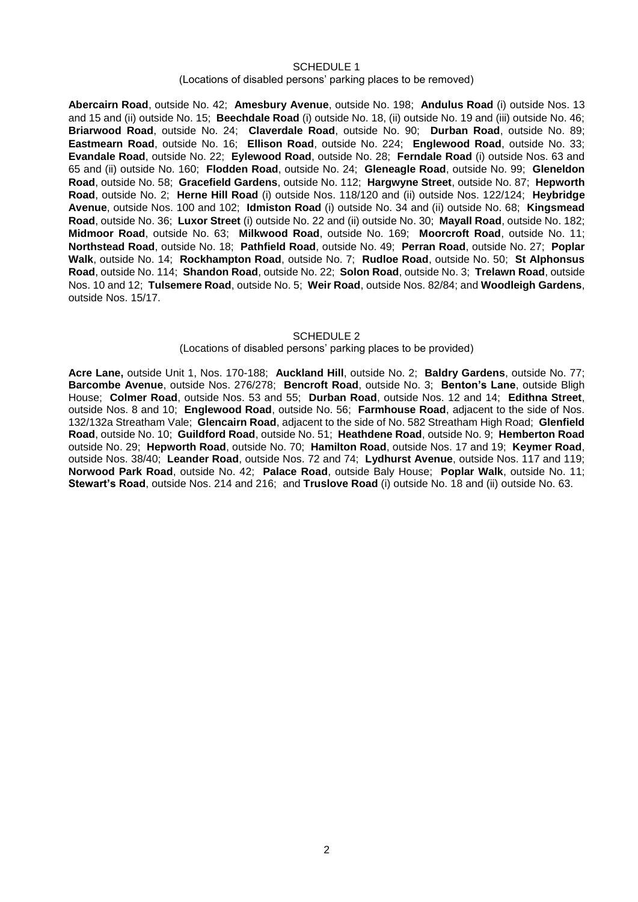## SCHEDULE 1

(Locations of disabled persons' parking places to be removed)

**Abercairn Road**, outside No. 42; **Amesbury Avenue**, outside No. 198; **Andulus Road** (i) outside Nos. 13 and 15 and (ii) outside No. 15; **Beechdale Road** (i) outside No. 18, (ii) outside No. 19 and (iii) outside No. 46; **Briarwood Road**, outside No. 24; **Claverdale Road**, outside No. 90; **Durban Road**, outside No. 89; **Eastmearn Road**, outside No. 16; **Ellison Road**, outside No. 224; **Englewood Road**, outside No. 33; **Evandale Road**, outside No. 22; **Eylewood Road**, outside No. 28; **Ferndale Road** (i) outside Nos. 63 and 65 and (ii) outside No. 160; **Flodden Road**, outside No. 24; **Gleneagle Road**, outside No. 99; **Gleneldon Road**, outside No. 58; **Gracefield Gardens**, outside No. 112; **Hargwyne Street**, outside No. 87; **Hepworth Road**, outside No. 2; **Herne Hill Road** (i) outside Nos. 118/120 and (ii) outside Nos. 122/124; **Heybridge Avenue**, outside Nos. 100 and 102; **Idmiston Road** (i) outside No. 34 and (ii) outside No. 68; **Kingsmead Road**, outside No. 36; **Luxor Street** (i) outside No. 22 and (ii) outside No. 30; **Mayall Road**, outside No. 182; **Midmoor Road**, outside No. 63; **Milkwood Road**, outside No. 169; **Moorcroft Road**, outside No. 11; **Northstead Road**, outside No. 18; **Pathfield Road**, outside No. 49; **Perran Road**, outside No. 27; **Poplar Walk**, outside No. 14; **Rockhampton Road**, outside No. 7; **Rudloe Road**, outside No. 50; **St Alphonsus Road**, outside No. 114; **Shandon Road**, outside No. 22; **Solon Road**, outside No. 3; **Trelawn Road**, outside Nos. 10 and 12; **Tulsemere Road**, outside No. 5; **Weir Road**, outside Nos. 82/84; and **Woodleigh Gardens**, outside Nos. 15/17.

## SCHEDULE 2

(Locations of disabled persons' parking places to be provided)

**Acre Lane,** outside Unit 1, Nos. 170-188; **Auckland Hill**, outside No. 2; **Baldry Gardens**, outside No. 77; **Barcombe Avenue**, outside Nos. 276/278; **Bencroft Road**, outside No. 3; **Benton's Lane**, outside Bligh House; **Colmer Road**, outside Nos. 53 and 55; **Durban Road**, outside Nos. 12 and 14; **Edithna Street**, outside Nos. 8 and 10; **Englewood Road**, outside No. 56; **Farmhouse Road**, adjacent to the side of Nos. 132/132a Streatham Vale; **Glencairn Road**, adjacent to the side of No. 582 Streatham High Road; **Glenfield Road**, outside No. 10; **Guildford Road**, outside No. 51; **Heathdene Road**, outside No. 9; **Hemberton Road** outside No. 29; **Hepworth Road**, outside No. 70; **Hamilton Road**, outside Nos. 17 and 19; **Keymer Road**, outside Nos. 38/40; **Leander Road**, outside Nos. 72 and 74; **Lydhurst Avenue**, outside Nos. 117 and 119; **Norwood Park Road**, outside No. 42; **Palace Road**, outside Baly House; **Poplar Walk**, outside No. 11; **Stewart's Road**, outside Nos. 214 and 216; and **Truslove Road** (i) outside No. 18 and (ii) outside No. 63.